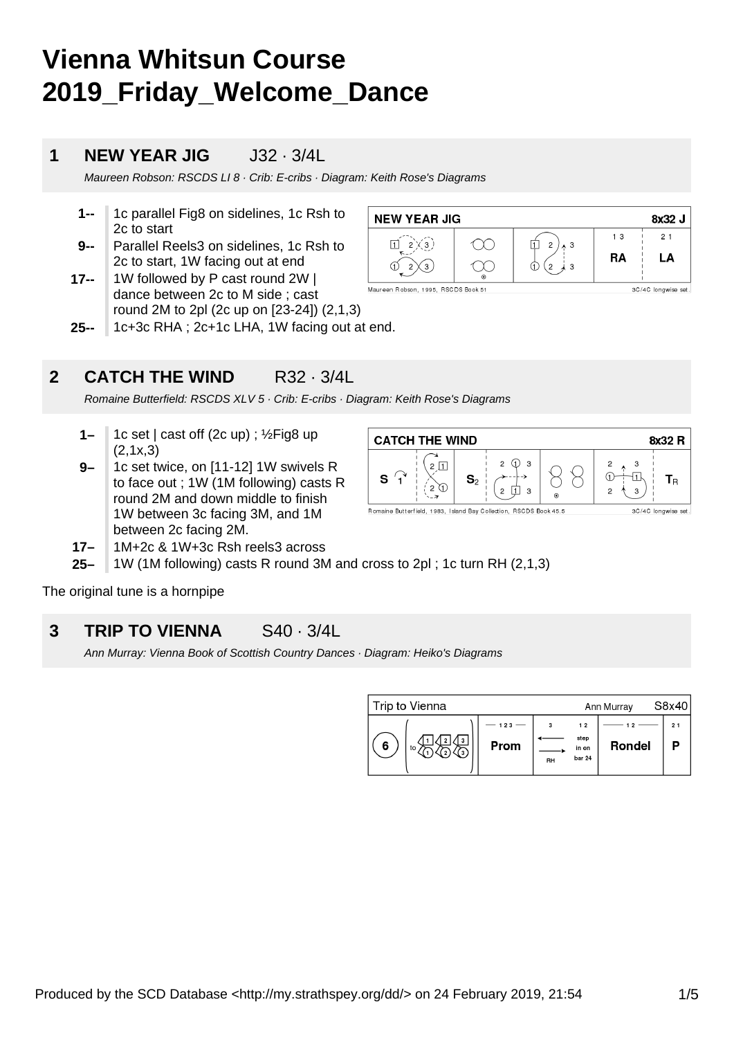# Vienna Whitsun Course 2019_Friday_Welcome_Dance

## 1 NEW YEAR JIG J32 · 3/4L

*Maureen Robson: RSCDS LI 8 · Crib: E-cribs · Diagram: Keith Rose's Diagrams*

- **1--** 1c parallel Fig8 on sidelines, 1c Rsh to 2c to start
- **9--** Parallel Reels3 on sidelines, 1c Rsh to 2c to start, 1W facing out at end
- **17--** 1W followed by P cast round 2W | dance between 2c to M side ; cast round 2M to 2pl (2c up on [23-24]) (2,1,3)
- **25--** 1c+3c RHA ; 2c+1c LHA, 1W facing out at end.

## 2 CATCH THE WIND R32 · 3/4L

*Romaine Butterfield: RSCDS XLV 5 · Crib: E-cribs · Diagram: Keith Rose's Diagrams*

- **1–** 1c set | cast off (2c up) ; ½Fig8 up (2,1x,3)
- **9–** 1c set twice, on [11-12] 1W swivels R to face out ; 1W (1M following) casts R round 2M and down middle to finish 1W between 3c facing 3M, and 1M between 2c facing 2M.
- **17–** 1M+2c & 1W+3c Rsh reels3 across
- **25–** 1W (1M following) casts R round 3M and cross to 2pl ; 1c turn RH (2,1,3)

The original tune is a hornpipe

## 3 TRIP TO VIENNA S40 · 3/4L

*Ann Murray: Vienna Book of Scottish Country Dances · Diagram: Heiko's Diagrams*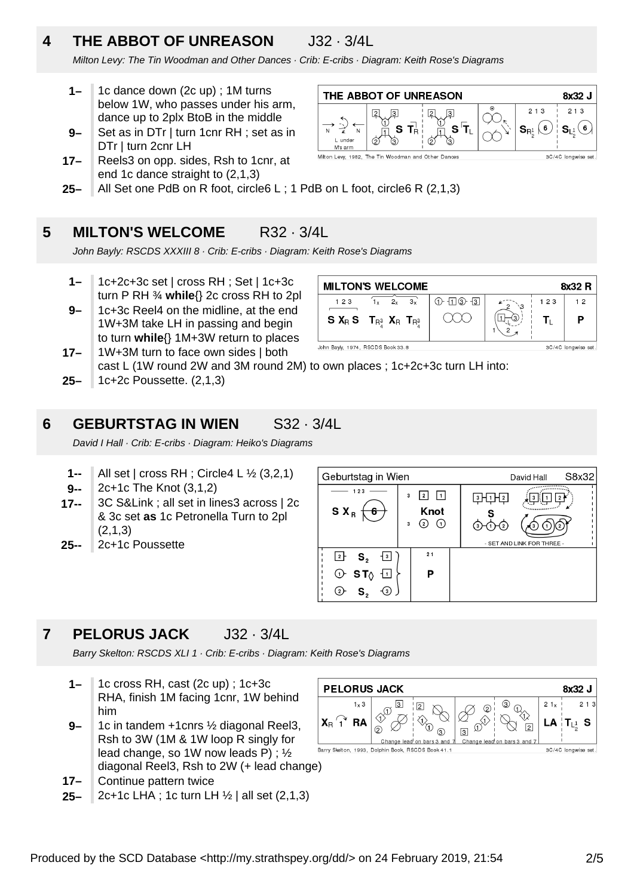## 4 THE ABBOT OF UNREASON J32 · 3/4L

*Milton Levy: The Tin Woodman and Other Dances · Crib: E-cribs · Diagram: Keith Rose's Diagrams*

- **1–** 1c dance down (2c up) ; 1M turns below 1W, who passes under his arm, dance up to 2plx BtoB in the middle
- **9–** Set as in DTr | turn 1cnr RH ; set as in DTr | turn 2cnr LH
- **17–** Reels3 on opp. sides, Rsh to 1cnr, at end 1c dance straight to (2,1,3)
- **25–** All Set one PdB on R foot, circle6 L ; 1 PdB on L foot, circle6 R (2,1,3)

## 5 MILTON'S WELCOME R32 · 3/4L

*John Bayly: RSCDS XXXIII 8 · Crib: E-cribs · Diagram: Keith Rose's Diagrams*

- **1–** 1c+2c+3c set | cross RH ; Set | 1c+3c turn P RH ¾ **while**{} 2c cross RH to 2pl
- **9–** 1c+3c Reel4 on the midline, at the end 1W+3M take LH in passing and begin to turn **while**{} 1M+3W return to places
- **17–** 1W+3M turn to face own sides | both cast L (1W round 2W and 3M round 2M) to own places ; 1c+2c+3c turn LH into:
- **25–** 1c+2c Poussette. (2,1,3)

## 6 GEBURTSTAG IN WIEN S32 · 3/4L

*David I Hall · Crib: E-cribs · Diagram: Heiko's Diagrams*

- **1--** All set | cross RH ; Circle4 L ½ (3,2,1)
- **9--** 2c+1c The Knot (3,1,2)
- **17--** 3C S&Link ; all set in lines3 across | 2c & 3c set **as** 1c Petronella Turn to 2pl (2,1,3)
- **25--** 2c+1c Poussette

## 7 PELORUS JACK J32 · 3/4L

*Barry Skelton: RSCDS XLI 1 · Crib: E-cribs · Diagram: Keith Rose's Diagrams*

- **1–** 1c cross RH, cast (2c up) ; 1c+3c RHA, finish 1M facing 1cnr, 1W behind him
- **9–** 1c in tandem +1cnrs ½ diagonal Reel3, Rsh to 3W (1M & 1W loop R singly for lead change, so 1W now leads P) ; ½ diagonal Reel3, Rsh to 2W (+ lead change)
- **17–** Continue pattern twice
- **25–** 2c+1c LHA ; 1c turn LH ½ | all set (2,1,3)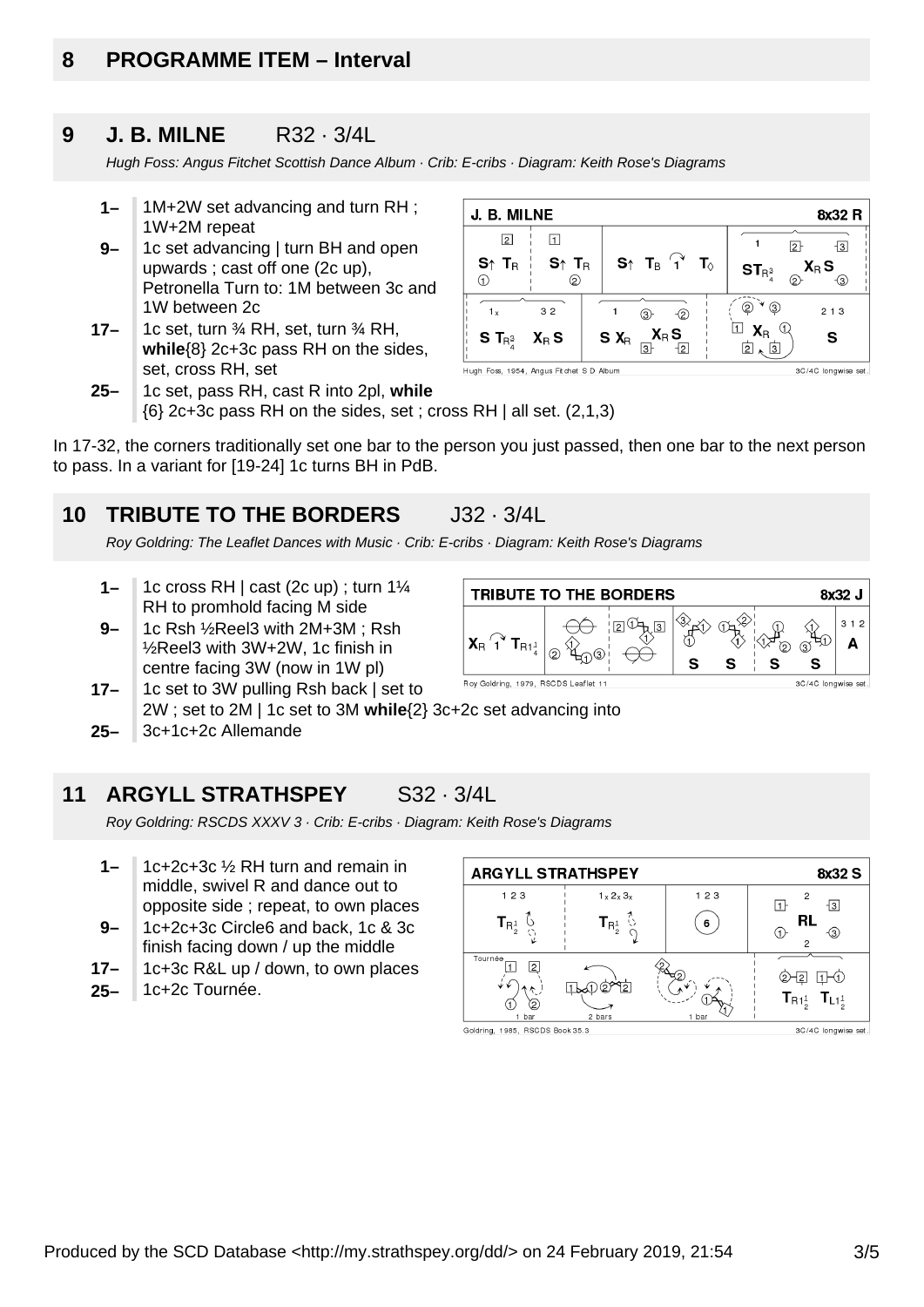## 8 PROGRAMME ITEM – Interval

## 9 J. B. MILNE R32 · 3/4L

*Hugh Foss: Angus Fitchet Scottish Dance Album · Crib: E-cribs · Diagram: Keith Rose's Diagrams*

- **1–** 1M+2W set advancing and turn RH ; 1W+2M repeat
- **9–** 1c set advancing | turn BH and open upwards ; cast off one (2c up), Petronella Turn to: 1M between 3c and 1W between 2c
- **17–** 1c set, turn ¾ RH, set, turn ¾ RH, **while**{8} 2c+3c pass RH on the sides, set, cross RH, set
- **25–** 1c set, pass RH, cast R into 2pl, **while** {6} 2c+3c pass RH on the sides, set ; cross RH | all set. (2,1,3)

In 17-32, the corners traditionally set one bar to the person you just passed, then one bar to the next person to pass. In a variant for [19-24] 1c turns BH in PdB.

## 10 TRIBUTE TO THE BORDERS J32 · 3/4L

*Roy Goldring: The Leaflet Dances with Music · Crib: E-cribs · Diagram: Keith Rose's Diagrams*

- **1–** 1c cross RH | cast (2c up) ; turn 1¼ RH to promhold facing M side
- **9–** 1c Rsh ½Reel3 with 2M+3M ; Rsh ½Reel3 with 3W+2W, 1c finish in centre facing 3W (now in 1W pl)
- **17–** 1c set to 3W pulling Rsh back | set to 2W ; set to 2M | 1c set to 3M **while**{2} 3c+2c set advancing into
- **25–** 3c+1c+2c Allemande

## 11 ARGYLL STRATHSPEY S32 · 3/4L

*Roy Goldring: RSCDS XXXV 3 · Crib: E-cribs · Diagram: Keith Rose's Diagrams*

- **1–** 1c+2c+3c ½ RH turn and remain in middle, swivel R and dance out to opposite side ; repeat, to own places
- **9–** 1c+2c+3c Circle6 and back, 1c & 3c finish facing down / up the middle
- **17–** 1c+3c R&L up / down, to own places
- **25–** 1c+2c Tournée.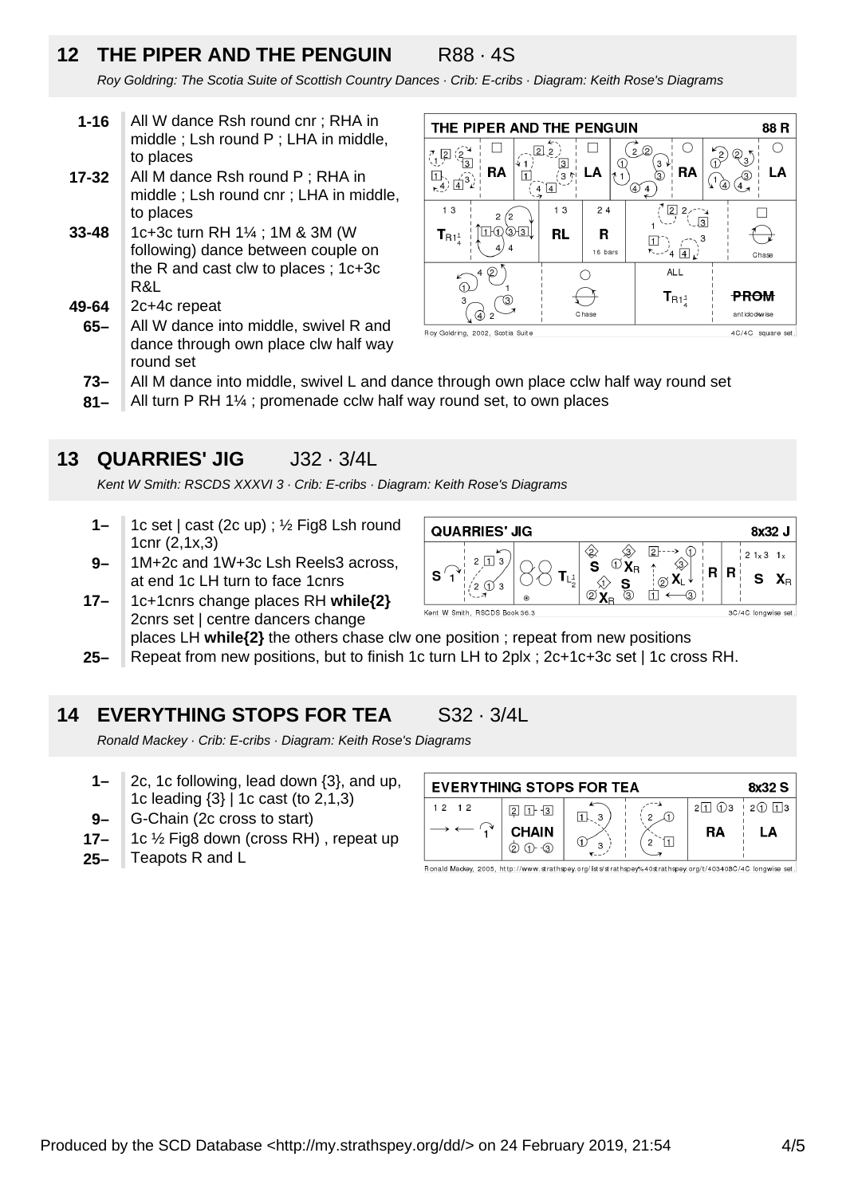## 12 THE PIPER AND THE PENGUIN R88 · 4S

*Roy Goldring: The Scotia Suite of Scottish Country Dances · Crib: E-cribs · Diagram: Keith Rose's Diagrams*

- **1-16** All W dance Rsh round cnr ; RHA in middle ; Lsh round P ; LHA in middle, to places
- **17-32** All M dance Rsh round P ; RHA in middle ; Lsh round cnr ; LHA in middle, to places
- **33-48** 1c+3c turn RH 1¼ ; 1M & 3M (W following) dance between couple on the R and cast clw to places ; 1c+3c R&L
- **49-64** 2c+4c repeat
- **65–** All W dance into middle, swivel R and dance through own place clw half way round set
- **73–** All M dance into middle, swivel L and dance through own place cclw half way round set
- **81–** All turn P RH 1¼ ; promenade cclw half way round set, to own places

## 13 QUARRIES' JIG J32 · 3/4L

*Kent W Smith: RSCDS XXXVI 3 · Crib: E-cribs · Diagram: Keith Rose's Diagrams*

- **1–** 1c set | cast (2c up) ; ½ Fig8 Lsh round 1cnr (2,1x,3)
- **9–** 1M+2c and 1W+3c Lsh Reels3 across, at end 1c LH turn to face 1cnrs
- **17–** 1c+1cnrs change places RH **while{2}** 2cnrs set | centre dancers change places LH **while{2}** the others chase clw one position ; repeat from new positions
- **25–** Repeat from new positions, but to finish 1c turn LH to 2plx ; 2c+1c+3c set | 1c cross RH.

## 14 EVERYTHING STOPS FOR TEA S32 · 3/4L

*Ronald Mackey · Crib: E-cribs · Diagram: Keith Rose's Diagrams*

- **1–** 2c, 1c following, lead down {3}, and up, 1c leading {3} | 1c cast (to 2,1,3)
- **9–** G-Chain (2c cross to start)
- **17–** 1c ½ Fig8 down (cross RH) , repeat up
- **25–** Teapots R and L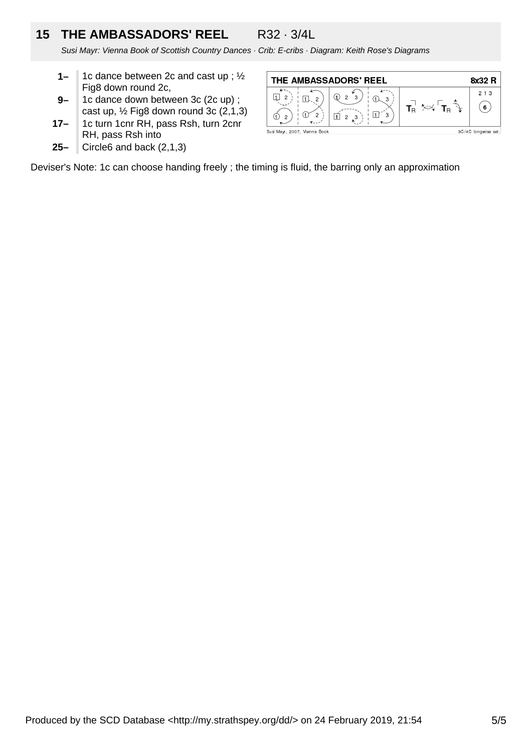## 15 THE AMBASSADORS' REEL R32 · 3/4L

*Susi Mayr: Vienna Book of Scottish Country Dances · Crib: E-cribs · Diagram: Keith Rose's Diagrams*

| | |
|---|---|
| **1–** | 1c dance between 2c and cast up ; ½ Fig8 down round 2c, |
| **9–** | 1c dance down between 3c (2c up) ; cast up, ½ Fig8 down round 3c (2,1,3) |
| **17–** | 1c turn 1cnr RH, pass Rsh, turn 2cnr RH, pass Rsh into |
| **25–** | Circle6 and back (2,1,3) |

THE AMBASSADORS' REEL
8x32 R
2 1 3
6
Susi Mayr, 2007, Vienna Book
3C/4C longwise set.

Deviser's Note: 1c can choose handing freely ; the timing is fluid, the barring only an approximation